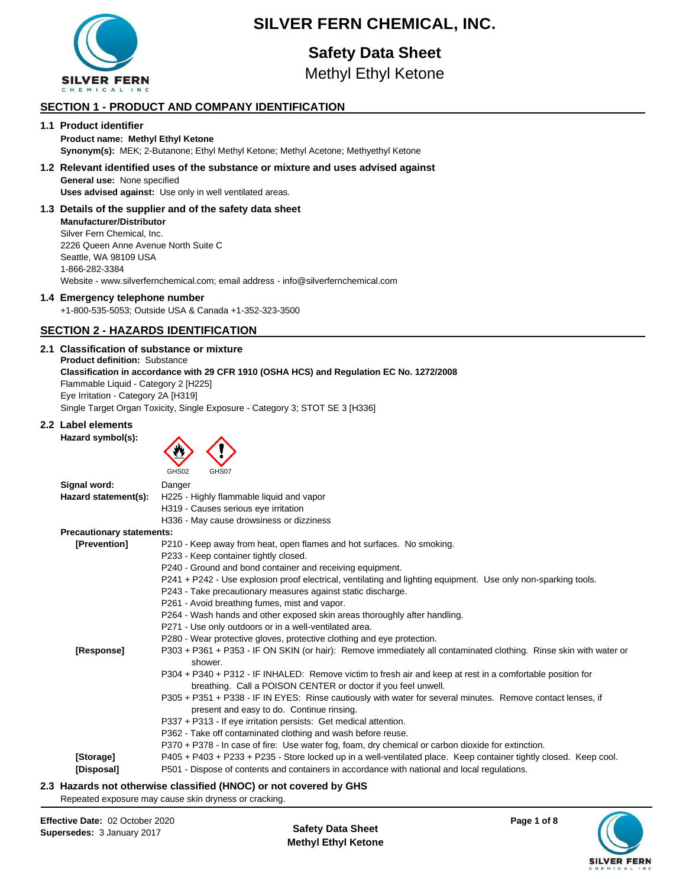# SILVER FERN CHEMICAL, INC.

## Safety Data Sheet

Methyl Ethyl Ketone

## SECTION 1 - PRODUCT AND COMPANY IDENTIFICATION

### 1.1 Product identifier

**Product name: Methyl Ethyl Ketone**

**Synonym(s):** MEK; 2-Butanone; Ethyl Methyl Ketone; Methyl Acetone; Methyethyl Ketone

### 1.2 Relevant identified uses of the substance or mixture and uses advised against

**General use:** None specified

**Uses advised against:** Use only in well ventilated areas.

### 1.3 Details of the supplier and of the safety data sheet

**Manufacturer/Distributor**

Silver Fern Chemical, Inc.
2226 Queen Anne Avenue North Suite C
Seattle, WA 98109 USA
1-866-282-3384
Website - www.silverfernchemical.com; email address - info@silverfernchemical.com

### 1.4 Emergency telephone number

+1-800-535-5053; Outside USA & Canada +1-352-323-3500

## SECTION 2 - HAZARDS IDENTIFICATION

### 2.1 Classification of substance or mixture

**Product definition:** Substance

**Classification in accordance with 29 CFR 1910 (OSHA HCS) and Regulation EC No. 1272/2008**

Flammable Liquid - Category 2 [H225]
Eye Irritation - Category 2A [H319]
Single Target Organ Toxicity, Single Exposure - Category 3; STOT SE 3 [H336]

### 2.2 Label elements

**Hazard symbol(s):** GHS02 GHS07

**Signal word:** Danger

**Hazard statement(s):**
H225 - Highly flammable liquid and vapor
H319 - Causes serious eye irritation
H336 - May cause drowsiness or dizziness

**Precautionary statements:**

**[Prevention]**
P210 - Keep away from heat, open flames and hot surfaces. No smoking.
P233 - Keep container tightly closed.
P240 - Ground and bond container and receiving equipment.
P241 + P242 - Use explosion proof electrical, ventilating and lighting equipment. Use only non-sparking tools.
P243 - Take precautionary measures against static discharge.
P261 - Avoid breathing fumes, mist and vapor.
P264 - Wash hands and other exposed skin areas thoroughly after handling.
P271 - Use only outdoors or in a well-ventilated area.
P280 - Wear protective gloves, protective clothing and eye protection.

**[Response]**
P303 + P361 + P353 - IF ON SKIN (or hair): Remove immediately all contaminated clothing. Rinse skin with water or shower.
P304 + P340 + P312 - IF INHALED: Remove victim to fresh air and keep at rest in a comfortable position for breathing. Call a POISON CENTER or doctor if you feel unwell.
P305 + P351 + P338 - IF IN EYES: Rinse cautiously with water for several minutes. Remove contact lenses, if present and easy to do. Continue rinsing.
P337 + P313 - If eye irritation persists: Get medical attention.
P362 - Take off contaminated clothing and wash before reuse.
P370 + P378 - In case of fire: Use water fog, foam, dry chemical or carbon dioxide for extinction.

**[Storage]**
P405 + P403 + P233 + P235 - Store locked up in a well-ventilated place. Keep container tightly closed. Keep cool.

**[Disposal]**
P501 - Dispose of contents and containers in accordance with national and local regulations.

### 2.3 Hazards not otherwise classified (HNOC) or not covered by GHS

Repeated exposure may cause skin dryness or cracking.

**Effective Date:** 02 October 2020
**Supersedes:** 3 January 2017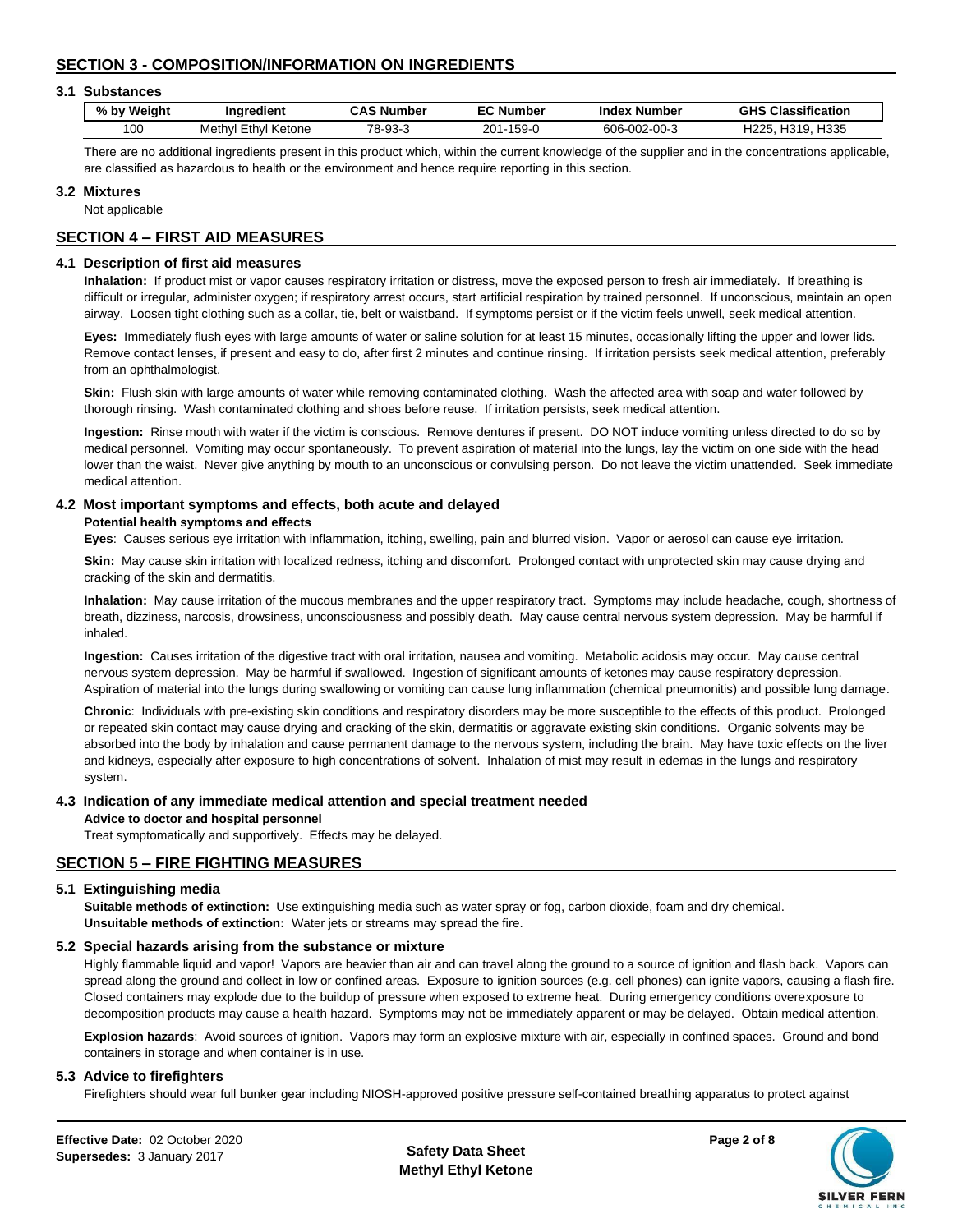## SECTION 3 - COMPOSITION/INFORMATION ON INGREDIENTS

### 3.1 Substances

| % by Weight | Ingredient | CAS Number | EC Number | Index Number | GHS Classification |
|---|---|---|---|---|---|
| 100 | Methyl Ethyl Ketone | 78-93-3 | 201-159-0 | 606-002-00-3 | H225, H319, H335 |

There are no additional ingredients present in this product which, within the current knowledge of the supplier and in the concentrations applicable, are classified as hazardous to health or the environment and hence require reporting in this section.

### 3.2 Mixtures

Not applicable

## SECTION 4 – FIRST AID MEASURES

### 4.1 Description of first aid measures

**Inhalation:** If product mist or vapor causes respiratory irritation or distress, move the exposed person to fresh air immediately. If breathing is difficult or irregular, administer oxygen; if respiratory arrest occurs, start artificial respiration by trained personnel. If unconscious, maintain an open airway. Loosen tight clothing such as a collar, tie, belt or waistband. If symptoms persist or if the victim feels unwell, seek medical attention.

**Eyes:** Immediately flush eyes with large amounts of water or saline solution for at least 15 minutes, occasionally lifting the upper and lower lids. Remove contact lenses, if present and easy to do, after first 2 minutes and continue rinsing. If irritation persists seek medical attention, preferably from an ophthalmologist.

**Skin:** Flush skin with large amounts of water while removing contaminated clothing. Wash the affected area with soap and water followed by thorough rinsing. Wash contaminated clothing and shoes before reuse. If irritation persists, seek medical attention.

**Ingestion:** Rinse mouth with water if the victim is conscious. Remove dentures if present. DO NOT induce vomiting unless directed to do so by medical personnel. Vomiting may occur spontaneously. To prevent aspiration of material into the lungs, lay the victim on one side with the head lower than the waist. Never give anything by mouth to an unconscious or convulsing person. Do not leave the victim unattended. Seek immediate medical attention.

### 4.2 Most important symptoms and effects, both acute and delayed

**Potential health symptoms and effects**

**Eyes**: Causes serious eye irritation with inflammation, itching, swelling, pain and blurred vision. Vapor or aerosol can cause eye irritation.

**Skin:** May cause skin irritation with localized redness, itching and discomfort. Prolonged contact with unprotected skin may cause drying and cracking of the skin and dermatitis.

**Inhalation:** May cause irritation of the mucous membranes and the upper respiratory tract. Symptoms may include headache, cough, shortness of breath, dizziness, narcosis, drowsiness, unconsciousness and possibly death. May cause central nervous system depression. May be harmful if inhaled.

**Ingestion:** Causes irritation of the digestive tract with oral irritation, nausea and vomiting. Metabolic acidosis may occur. May cause central nervous system depression. May be harmful if swallowed. Ingestion of significant amounts of ketones may cause respiratory depression. Aspiration of material into the lungs during swallowing or vomiting can cause lung inflammation (chemical pneumonitis) and possible lung damage.

**Chronic**: Individuals with pre-existing skin conditions and respiratory disorders may be more susceptible to the effects of this product. Prolonged or repeated skin contact may cause drying and cracking of the skin, dermatitis or aggravate existing skin conditions. Organic solvents may be absorbed into the body by inhalation and cause permanent damage to the nervous system, including the brain. May have toxic effects on the liver and kidneys, especially after exposure to high concentrations of solvent. Inhalation of mist may result in edemas in the lungs and respiratory system.

### 4.3 Indication of any immediate medical attention and special treatment needed

**Advice to doctor and hospital personnel**

Treat symptomatically and supportively. Effects may be delayed.

## SECTION 5 – FIRE FIGHTING MEASURES

### 5.1 Extinguishing media

**Suitable methods of extinction:** Use extinguishing media such as water spray or fog, carbon dioxide, foam and dry chemical.
**Unsuitable methods of extinction:** Water jets or streams may spread the fire.

### 5.2 Special hazards arising from the substance or mixture

Highly flammable liquid and vapor! Vapors are heavier than air and can travel along the ground to a source of ignition and flash back. Vapors can spread along the ground and collect in low or confined areas. Exposure to ignition sources (e.g. cell phones) can ignite vapors, causing a flash fire. Closed containers may explode due to the buildup of pressure when exposed to extreme heat. During emergency conditions overexposure to decomposition products may cause a health hazard. Symptoms may not be immediately apparent or may be delayed. Obtain medical attention.

**Explosion hazards**: Avoid sources of ignition. Vapors may form an explosive mixture with air, especially in confined spaces. Ground and bond containers in storage and when container is in use.

### 5.3 Advice to firefighters

Firefighters should wear full bunker gear including NIOSH-approved positive pressure self-contained breathing apparatus to protect against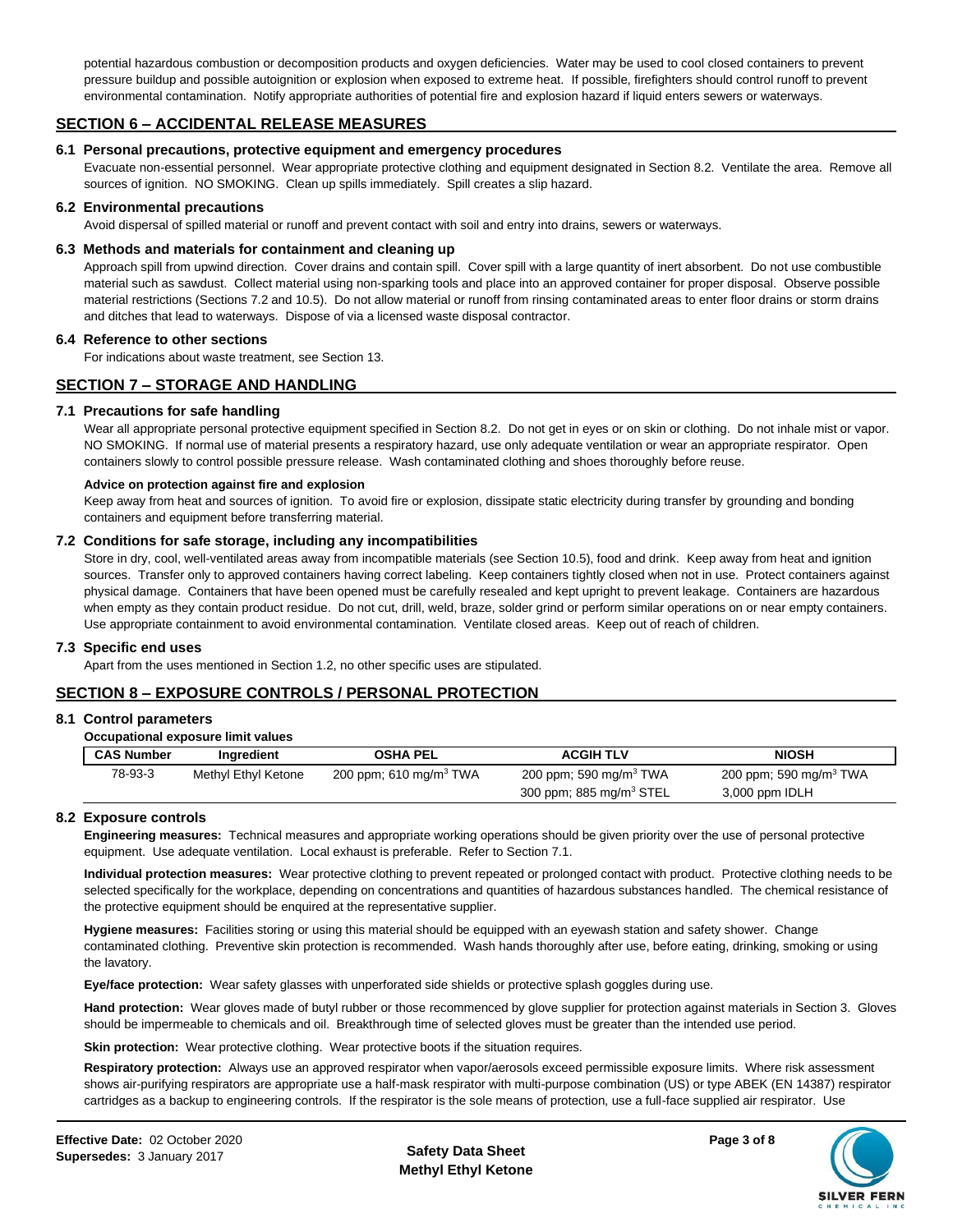potential hazardous combustion or decomposition products and oxygen deficiencies. Water may be used to cool closed containers to prevent pressure buildup and possible autoignition or explosion when exposed to extreme heat. If possible, firefighters should control runoff to prevent environmental contamination. Notify appropriate authorities of potential fire and explosion hazard if liquid enters sewers or waterways.

## SECTION 6 – ACCIDENTAL RELEASE MEASURES

### 6.1 Personal precautions, protective equipment and emergency procedures

Evacuate non-essential personnel. Wear appropriate protective clothing and equipment designated in Section 8.2. Ventilate the area. Remove all sources of ignition. NO SMOKING. Clean up spills immediately. Spill creates a slip hazard.

### 6.2 Environmental precautions

Avoid dispersal of spilled material or runoff and prevent contact with soil and entry into drains, sewers or waterways.

### 6.3 Methods and materials for containment and cleaning up

Approach spill from upwind direction. Cover drains and contain spill. Cover spill with a large quantity of inert absorbent. Do not use combustible material such as sawdust. Collect material using non-sparking tools and place into an approved container for proper disposal. Observe possible material restrictions (Sections 7.2 and 10.5). Do not allow material or runoff from rinsing contaminated areas to enter floor drains or storm drains and ditches that lead to waterways. Dispose of via a licensed waste disposal contractor.

### 6.4 Reference to other sections

For indications about waste treatment, see Section 13.

## SECTION 7 – STORAGE AND HANDLING

### 7.1 Precautions for safe handling

Wear all appropriate personal protective equipment specified in Section 8.2. Do not get in eyes or on skin or clothing. Do not inhale mist or vapor. NO SMOKING. If normal use of material presents a respiratory hazard, use only adequate ventilation or wear an appropriate respirator. Open containers slowly to control possible pressure release. Wash contaminated clothing and shoes thoroughly before reuse.

**Advice on protection against fire and explosion**

Keep away from heat and sources of ignition. To avoid fire or explosion, dissipate static electricity during transfer by grounding and bonding containers and equipment before transferring material.

### 7.2 Conditions for safe storage, including any incompatibilities

Store in dry, cool, well-ventilated areas away from incompatible materials (see Section 10.5), food and drink. Keep away from heat and ignition sources. Transfer only to approved containers having correct labeling. Keep containers tightly closed when not in use. Protect containers against physical damage. Containers that have been opened must be carefully resealed and kept upright to prevent leakage. Containers are hazardous when empty as they contain product residue. Do not cut, drill, weld, braze, solder grind or perform similar operations on or near empty containers. Use appropriate containment to avoid environmental contamination. Ventilate closed areas. Keep out of reach of children.

### 7.3 Specific end uses

Apart from the uses mentioned in Section 1.2, no other specific uses are stipulated.

## SECTION 8 – EXPOSURE CONTROLS / PERSONAL PROTECTION

### 8.1 Control parameters

**Occupational exposure limit values**

| CAS Number | Ingredient | OSHA PEL | ACGIH TLV | NIOSH |
|---|---|---|---|---|
| 78-93-3 | Methyl Ethyl Ketone | 200 ppm; 610 mg/m$^3$ TWA | 200 ppm; 590 mg/m$^3$ TWA<br>300 ppm; 885 mg/m$^3$ STEL | 200 ppm; 590 mg/m$^3$ TWA<br>3,000 ppm IDLH |

### 8.2 Exposure controls

**Engineering measures:** Technical measures and appropriate working operations should be given priority over the use of personal protective equipment. Use adequate ventilation. Local exhaust is preferable. Refer to Section 7.1.

**Individual protection measures:** Wear protective clothing to prevent repeated or prolonged contact with product. Protective clothing needs to be selected specifically for the workplace, depending on concentrations and quantities of hazardous substances handled. The chemical resistance of the protective equipment should be enquired at the representative supplier.

**Hygiene measures:** Facilities storing or using this material should be equipped with an eyewash station and safety shower. Change contaminated clothing. Preventive skin protection is recommended. Wash hands thoroughly after use, before eating, drinking, smoking or using the lavatory.

**Eye/face protection:** Wear safety glasses with unperforated side shields or protective splash goggles during use.

**Hand protection:** Wear gloves made of butyl rubber or those recommenced by glove supplier for protection against materials in Section 3. Gloves should be impermeable to chemicals and oil. Breakthrough time of selected gloves must be greater than the intended use period.

**Skin protection:** Wear protective clothing. Wear protective boots if the situation requires.

**Respiratory protection:** Always use an approved respirator when vapor/aerosols exceed permissible exposure limits. Where risk assessment shows air-purifying respirators are appropriate use a half-mask respirator with multi-purpose combination (US) or type ABEK (EN 14387) respirator cartridges as a backup to engineering controls. If the respirator is the sole means of protection, use a full-face supplied air respirator. Use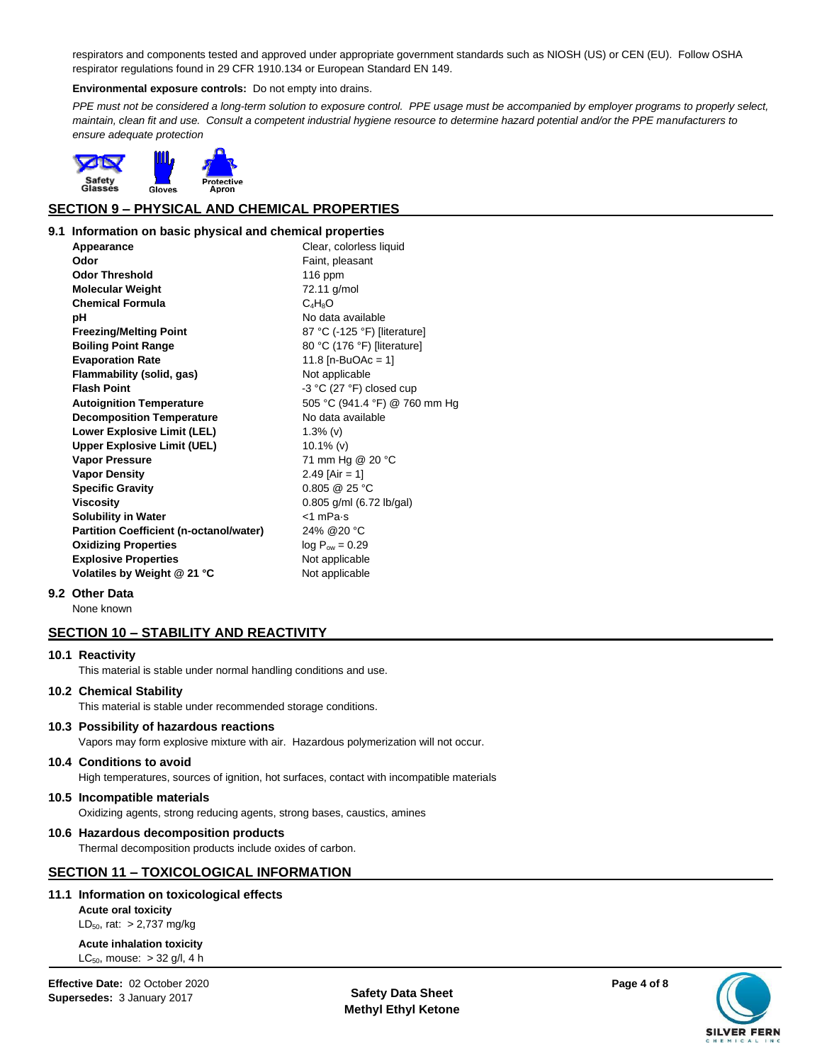respirators and components tested and approved under appropriate government standards such as NIOSH (US) or CEN (EU). Follow OSHA respirator regulations found in 29 CFR 1910.134 or European Standard EN 149.

**Environmental exposure controls:** Do not empty into drains.

*PPE must not be considered a long-term solution to exposure control. PPE usage must be accompanied by employer programs to properly select, maintain, clean fit and use. Consult a competent industrial hygiene resource to determine hazard potential and/or the PPE manufacturers to ensure adequate protection*

Safety Glasses  Gloves  Protective Apron

## SECTION 9 – PHYSICAL AND CHEMICAL PROPERTIES

### 9.1 Information on basic physical and chemical properties

| | |
|---|---|
| **Appearance** | Clear, colorless liquid |
| **Odor** | Faint, pleasant |
| **Odor Threshold** | 116 ppm |
| **Molecular Weight** | 72.11 g/mol |
| **Chemical Formula** | $C_4H_8O$ |
| **pH** | No data available |
| **Freezing/Melting Point** | 87 °C (-125 °F) [literature] |
| **Boiling Point Range** | 80 °C (176 °F) [literature] |
| **Evaporation Rate** | 11.8 [n-BuOAc = 1] |
| **Flammability (solid, gas)** | Not applicable |
| **Flash Point** | -3 °C (27 °F) closed cup |
| **Autoignition Temperature** | 505 °C (941.4 °F) @ 760 mm Hg |
| **Decomposition Temperature** | No data available |
| **Lower Explosive Limit (LEL)** | 1.3% (v) |
| **Upper Explosive Limit (UEL)** | 10.1% (v) |
| **Vapor Pressure** | 71 mm Hg @ 20 °C |
| **Vapor Density** | 2.49 [Air = 1] |
| **Specific Gravity** | 0.805 @ 25 °C |
| **Viscosity** | 0.805 g/ml (6.72 lb/gal) |
| **Solubility in Water** | <1 mPa·s |
| **Partition Coefficient (n-octanol/water)** | 24% @20 °C |
| **Oxidizing Properties** | log $P_{ow}$ = 0.29 |
| **Explosive Properties** | Not applicable |
| **Volatiles by Weight @ 21 °C** | Not applicable |

### 9.2 Other Data

None known

## SECTION 10 – STABILITY AND REACTIVITY

### 10.1 Reactivity

This material is stable under normal handling conditions and use.

### 10.2 Chemical Stability

This material is stable under recommended storage conditions.

### 10.3 Possibility of hazardous reactions

Vapors may form explosive mixture with air. Hazardous polymerization will not occur.

### 10.4 Conditions to avoid

High temperatures, sources of ignition, hot surfaces, contact with incompatible materials

### 10.5 Incompatible materials

Oxidizing agents, strong reducing agents, strong bases, caustics, amines

### 10.6 Hazardous decomposition products

Thermal decomposition products include oxides of carbon.

## SECTION 11 – TOXICOLOGICAL INFORMATION

### 11.1 Information on toxicological effects

**Acute oral toxicity**

$LD_{50}$, rat: > 2,737 mg/kg

**Acute inhalation toxicity**

$LC_{50}$, mouse: > 32 g/l, 4 h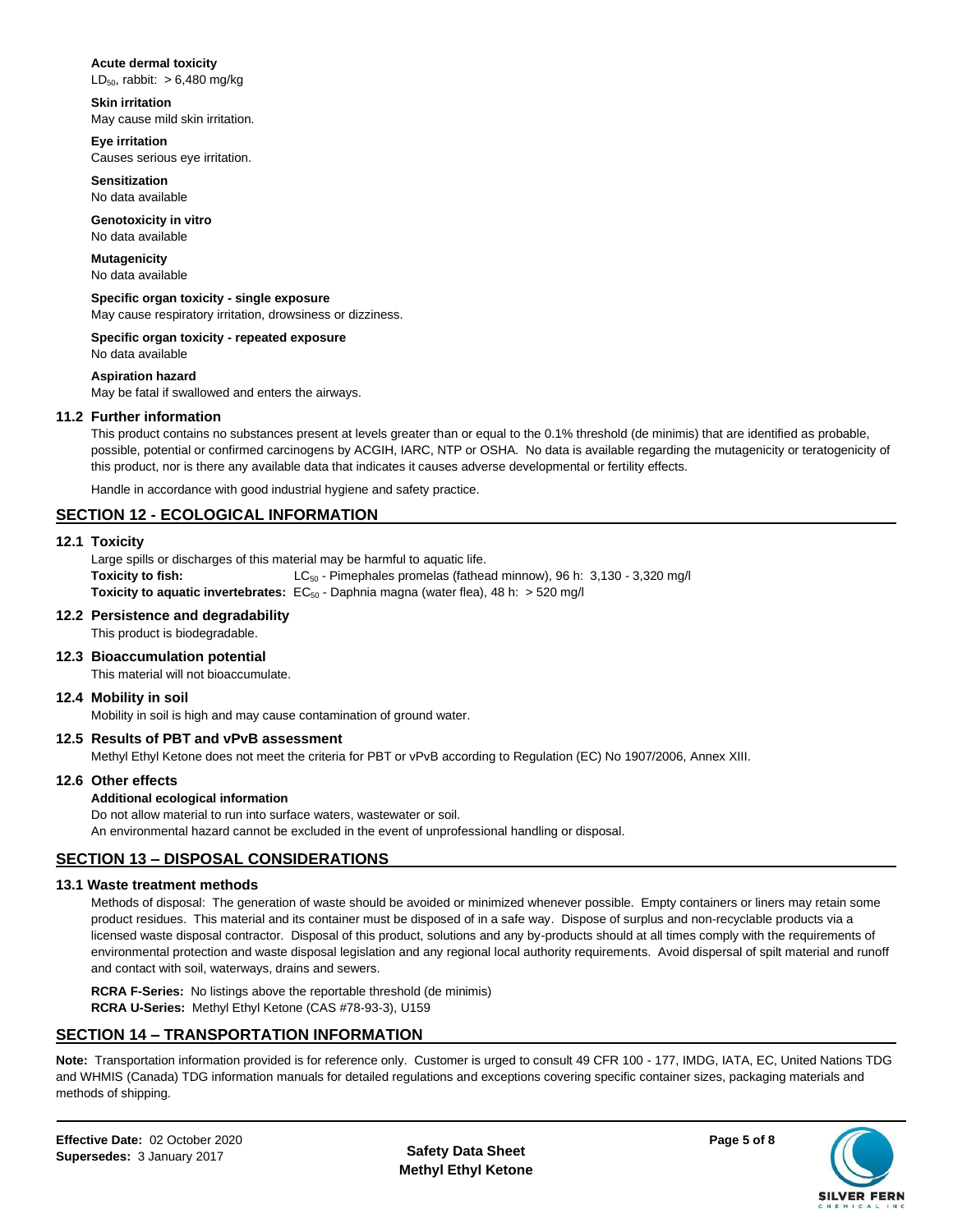**Acute dermal toxicity**
$LD_{50}$, rabbit: > 6,480 mg/kg

**Skin irritation**
May cause mild skin irritation.

**Eye irritation**
Causes serious eye irritation.

**Sensitization**
No data available

**Genotoxicity in vitro**
No data available

**Mutagenicity**
No data available

**Specific organ toxicity - single exposure**
May cause respiratory irritation, drowsiness or dizziness.

**Specific organ toxicity - repeated exposure**
No data available

**Aspiration hazard**
May be fatal if swallowed and enters the airways.

### 11.2 Further information

This product contains no substances present at levels greater than or equal to the 0.1% threshold (de minimis) that are identified as probable, possible, potential or confirmed carcinogens by ACGIH, IARC, NTP or OSHA. No data is available regarding the mutagenicity or teratogenicity of this product, nor is there any available data that indicates it causes adverse developmental or fertility effects.

Handle in accordance with good industrial hygiene and safety practice.

## SECTION 12 - ECOLOGICAL INFORMATION

### 12.1 Toxicity

Large spills or discharges of this material may be harmful to aquatic life.
**Toxicity to fish:** $LC_{50}$ - Pimephales promelas (fathead minnow), 96 h: 3,130 - 3,320 mg/l
**Toxicity to aquatic invertebrates:** $EC_{50}$ - Daphnia magna (water flea), 48 h: > 520 mg/l

### 12.2 Persistence and degradability

This product is biodegradable.

### 12.3 Bioaccumulation potential

This material will not bioaccumulate.

### 12.4 Mobility in soil

Mobility in soil is high and may cause contamination of ground water.

### 12.5 Results of PBT and vPvB assessment

Methyl Ethyl Ketone does not meet the criteria for PBT or vPvB according to Regulation (EC) No 1907/2006, Annex XIII.

### 12.6 Other effects

**Additional ecological information**
Do not allow material to run into surface waters, wastewater or soil.
An environmental hazard cannot be excluded in the event of unprofessional handling or disposal.

## SECTION 13 – DISPOSAL CONSIDERATIONS

### 13.1 Waste treatment methods

Methods of disposal: The generation of waste should be avoided or minimized whenever possible. Empty containers or liners may retain some product residues. This material and its container must be disposed of in a safe way. Dispose of surplus and non-recyclable products via a licensed waste disposal contractor. Disposal of this product, solutions and any by-products should at all times comply with the requirements of environmental protection and waste disposal legislation and any regional local authority requirements. Avoid dispersal of spilt material and runoff and contact with soil, waterways, drains and sewers.

**RCRA F-Series:** No listings above the reportable threshold (de minimis)
**RCRA U-Series:** Methyl Ethyl Ketone (CAS #78-93-3), U159

## SECTION 14 – TRANSPORTATION INFORMATION

**Note:** Transportation information provided is for reference only. Customer is urged to consult 49 CFR 100 - 177, IMDG, IATA, EC, United Nations TDG and WHMIS (Canada) TDG information manuals for detailed regulations and exceptions covering specific container sizes, packaging materials and methods of shipping.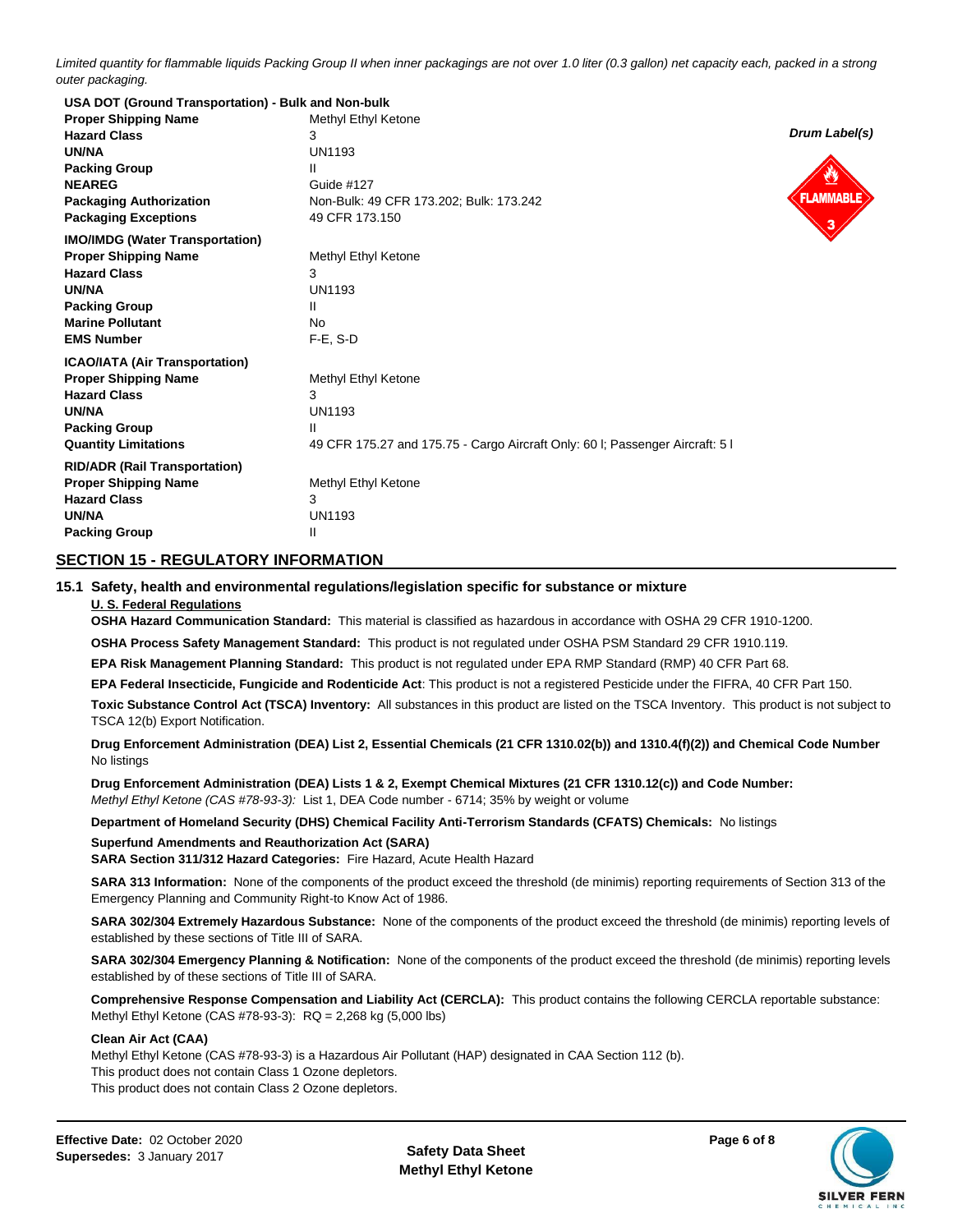*Limited quantity for flammable liquids Packing Group II when inner packagings are not over 1.0 liter (0.3 gallon) net capacity each, packed in a strong outer packaging.*

**USA DOT (Ground Transportation) - Bulk and Non-bulk**

| | |
|---|---|
| **Proper Shipping Name** | Methyl Ethyl Ketone |
| **Hazard Class** | 3 |
| **UN/NA** | UN1193 |
| **Packing Group** | II |
| **NEAREG** | Guide #127 |
| **Packaging Authorization** | Non-Bulk: 49 CFR 173.202; Bulk: 173.242 |
| **Packaging Exceptions** | 49 CFR 173.150 |

***Drum Label(s)***

FLAMMABLE 3

**IMO/IMDG (Water Transportation)**

| | |
|---|---|
| **Proper Shipping Name** | Methyl Ethyl Ketone |
| **Hazard Class** | 3 |
| **UN/NA** | UN1193 |
| **Packing Group** | II |
| **Marine Pollutant** | No |
| **EMS Number** | F-E, S-D |

**ICAO/IATA (Air Transportation)**

| | |
|---|---|
| **Proper Shipping Name** | Methyl Ethyl Ketone |
| **Hazard Class** | 3 |
| **UN/NA** | UN1193 |
| **Packing Group** | II |
| **Quantity Limitations** | 49 CFR 175.27 and 175.75 - Cargo Aircraft Only: 60 l; Passenger Aircraft: 5 l |

**RID/ADR (Rail Transportation)**

| | |
|---|---|
| **Proper Shipping Name** | Methyl Ethyl Ketone |
| **Hazard Class** | 3 |
| **UN/NA** | UN1193 |
| **Packing Group** | II |

## SECTION 15 - REGULATORY INFORMATION

### 15.1 Safety, health and environmental regulations/legislation specific for substance or mixture

**U. S. Federal Regulations**

**OSHA Hazard Communication Standard:** This material is classified as hazardous in accordance with OSHA 29 CFR 1910-1200.

**OSHA Process Safety Management Standard:** This product is not regulated under OSHA PSM Standard 29 CFR 1910.119.

**EPA Risk Management Planning Standard:** This product is not regulated under EPA RMP Standard (RMP) 40 CFR Part 68.

**EPA Federal Insecticide, Fungicide and Rodenticide Act**: This product is not a registered Pesticide under the FIFRA, 40 CFR Part 150.

**Toxic Substance Control Act (TSCA) Inventory:** All substances in this product are listed on the TSCA Inventory. This product is not subject to TSCA 12(b) Export Notification.

**Drug Enforcement Administration (DEA) List 2, Essential Chemicals (21 CFR 1310.02(b)) and 1310.4(f)(2)) and Chemical Code Number**
No listings

**Drug Enforcement Administration (DEA) Lists 1 & 2, Exempt Chemical Mixtures (21 CFR 1310.12(c)) and Code Number:**
*Methyl Ethyl Ketone (CAS #78-93-3):* List 1, DEA Code number - 6714; 35% by weight or volume

**Department of Homeland Security (DHS) Chemical Facility Anti-Terrorism Standards (CFATS) Chemicals:** No listings

**Superfund Amendments and Reauthorization Act (SARA)**
**SARA Section 311/312 Hazard Categories:** Fire Hazard, Acute Health Hazard

**SARA 313 Information:** None of the components of the product exceed the threshold (de minimis) reporting requirements of Section 313 of the Emergency Planning and Community Right-to Know Act of 1986.

**SARA 302/304 Extremely Hazardous Substance:** None of the components of the product exceed the threshold (de minimis) reporting levels of established by these sections of Title III of SARA.

**SARA 302/304 Emergency Planning & Notification:** None of the components of the product exceed the threshold (de minimis) reporting levels established by of these sections of Title III of SARA.

**Comprehensive Response Compensation and Liability Act (CERCLA):** This product contains the following CERCLA reportable substance:
Methyl Ethyl Ketone (CAS #78-93-3): RQ = 2,268 kg (5,000 lbs)

**Clean Air Act (CAA)**
Methyl Ethyl Ketone (CAS #78-93-3) is a Hazardous Air Pollutant (HAP) designated in CAA Section 112 (b).
This product does not contain Class 1 Ozone depletors.
This product does not contain Class 2 Ozone depletors.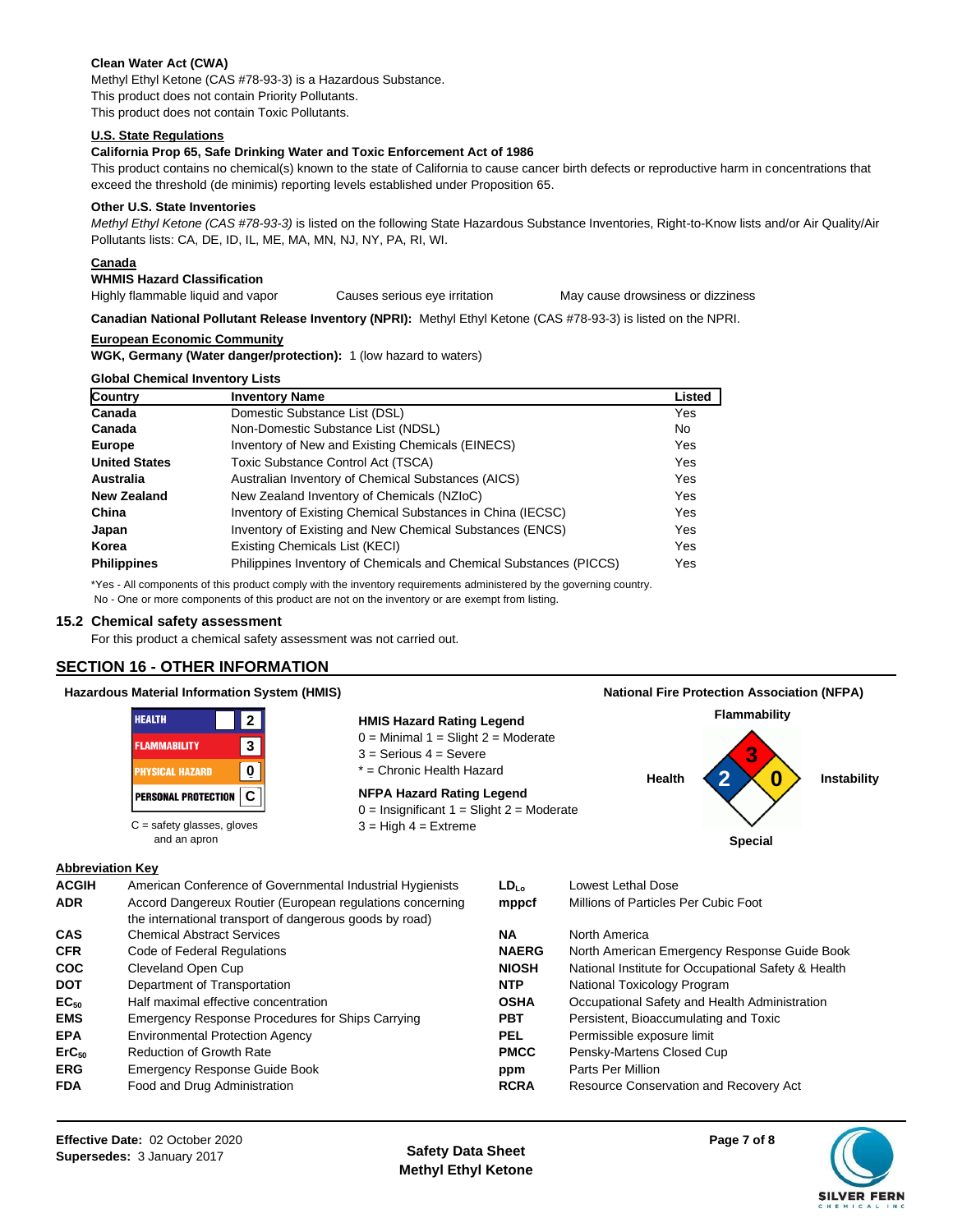**Clean Water Act (CWA)**

Methyl Ethyl Ketone (CAS #78-93-3) is a Hazardous Substance.
This product does not contain Priority Pollutants.
This product does not contain Toxic Pollutants.

**U.S. State Regulations**

**California Prop 65, Safe Drinking Water and Toxic Enforcement Act of 1986**

This product contains no chemical(s) known to the state of California to cause cancer birth defects or reproductive harm in concentrations that exceed the threshold (de minimis) reporting levels established under Proposition 65.

**Other U.S. State Inventories**

*Methyl Ethyl Ketone (CAS #78-93-3)* is listed on the following State Hazardous Substance Inventories, Right-to-Know lists and/or Air Quality/Air Pollutants lists: CA, DE, ID, IL, ME, MA, MN, NJ, NY, PA, RI, WI.

**Canada**

**WHMIS Hazard Classification**

Highly flammable liquid and vapor    Causes serious eye irritation    May cause drowsiness or dizziness

**Canadian National Pollutant Release Inventory (NPRI):** Methyl Ethyl Ketone (CAS #78-93-3) is listed on the NPRI.

**European Economic Community**

**WGK, Germany (Water danger/protection):** 1 (low hazard to waters)

**Global Chemical Inventory Lists**

| Country | Inventory Name | Listed |
|---|---|---|
| **Canada** | Domestic Substance List (DSL) | Yes |
| **Canada** | Non-Domestic Substance List (NDSL) | No |
| **Europe** | Inventory of New and Existing Chemicals (EINECS) | Yes |
| **United States** | Toxic Substance Control Act (TSCA) | Yes |
| **Australia** | Australian Inventory of Chemical Substances (AICS) | Yes |
| **New Zealand** | New Zealand Inventory of Chemicals (NZIoC) | Yes |
| **China** | Inventory of Existing Chemical Substances in China (IECSC) | Yes |
| **Japan** | Inventory of Existing and New Chemical Substances (ENCS) | Yes |
| **Korea** | Existing Chemicals List (KECI) | Yes |
| **Philippines** | Philippines Inventory of Chemicals and Chemical Substances (PICCS) | Yes |

*Yes - All components of this product comply with the inventory requirements administered by the governing country.
No - One or more components of this product are not on the inventory or are exempt from listing.

### 15.2 Chemical safety assessment

For this product a chemical safety assessment was not carried out.

## SECTION 16 - OTHER INFORMATION

**Hazardous Material Information System (HMIS)**

| | |
|---|---|
| HEALTH | 2 |
| FLAMMABILITY | 3 |
| PHYSICAL HAZARD | 0 |
| PERSONAL PROTECTION | C |

C = safety glasses, gloves and an apron

**HMIS Hazard Rating Legend**

0 = Minimal 1 = Slight 2 = Moderate
3 = Serious 4 = Severe
* = Chronic Health Hazard

**NFPA Hazard Rating Legend**

0 = Insignificant 1 = Slight 2 = Moderate
3 = High 4 = Extreme

**National Fire Protection Association (NFPA)**

Flammability: 3
Health: 2
Instability: 0
Special:

**Abbreviation Key**

| | | | |
|---|---|---|---|
| **ACGIH** | American Conference of Governmental Industrial Hygienists | **$LD_{Lo}$** | Lowest Lethal Dose |
| **ADR** | Accord Dangereux Routier (European regulations concerning the international transport of dangerous goods by road) | **mppcf** | Millions of Particles Per Cubic Foot |
| **CAS** | Chemical Abstract Services | **NA** | North America |
| **CFR** | Code of Federal Regulations | **NAERG** | North American Emergency Response Guide Book |
| **COC** | Cleveland Open Cup | **NIOSH** | National Institute for Occupational Safety & Health |
| **DOT** | Department of Transportation | **NTP** | National Toxicology Program |
| **$EC_{50}$** | Half maximal effective concentration | **OSHA** | Occupational Safety and Health Administration |
| **EMS** | Emergency Response Procedures for Ships Carrying | **PBT** | Persistent, Bioaccumulating and Toxic |
| **EPA** | Environmental Protection Agency | **PEL** | Permissible exposure limit |
| **$ErC_{50}$** | Reduction of Growth Rate | **PMCC** | Pensky-Martens Closed Cup |
| **ERG** | Emergency Response Guide Book | **ppm** | Parts Per Million |
| **FDA** | Food and Drug Administration | **RCRA** | Resource Conservation and Recovery Act |

**Effective Date:** 02 October 2020
**Supersedes:** 3 January 2017

**Safety Data Sheet**
**Methyl Ethyl Ketone**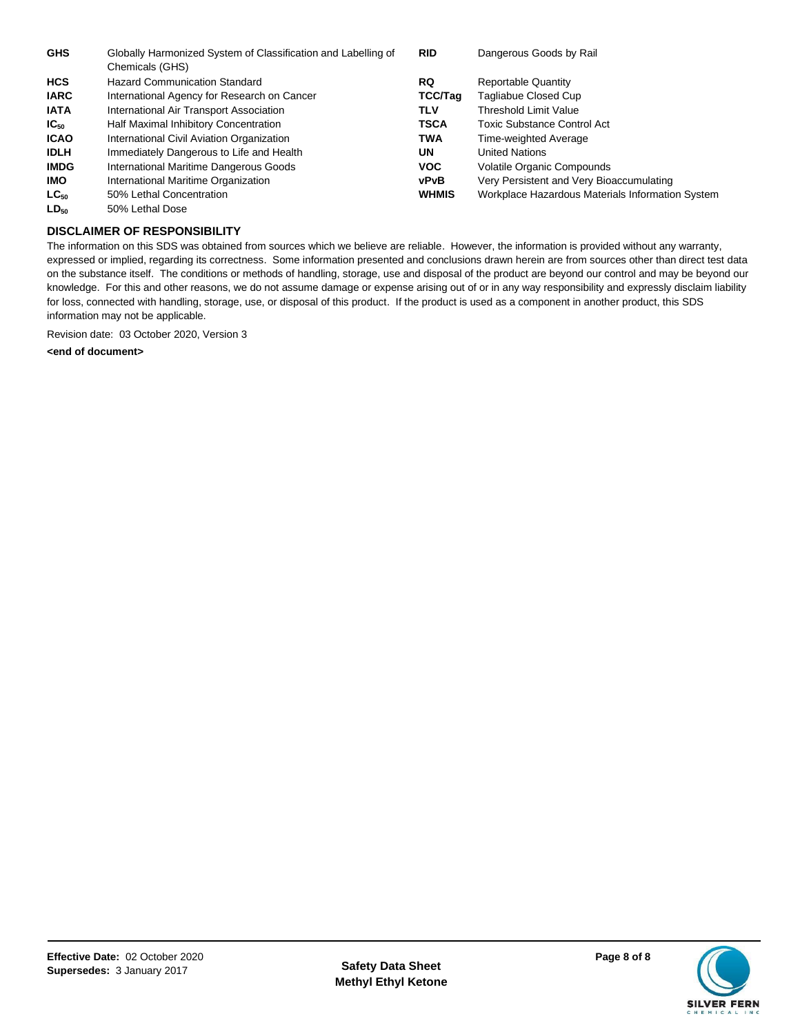| | | | |
|---|---|---|---|
| **GHS** | Globally Harmonized System of Classification and Labelling of Chemicals (GHS) | **RID** | Dangerous Goods by Rail |
| **HCS** | Hazard Communication Standard | **RQ** | Reportable Quantity |
| **IARC** | International Agency for Research on Cancer | **TCC/Tag** | Tagliabue Closed Cup |
| **IATA** | International Air Transport Association | **TLV** | Threshold Limit Value |
| **$IC_{50}$** | Half Maximal Inhibitory Concentration | **TSCA** | Toxic Substance Control Act |
| **ICAO** | International Civil Aviation Organization | **TWA** | Time-weighted Average |
| **IDLH** | Immediately Dangerous to Life and Health | **UN** | United Nations |
| **IMDG** | International Maritime Dangerous Goods | **VOC** | Volatile Organic Compounds |
| **IMO** | International Maritime Organization | **vPvB** | Very Persistent and Very Bioaccumulating |
| **$LC_{50}$** | 50% Lethal Concentration | **WHMIS** | Workplace Hazardous Materials Information System |
| **$LD_{50}$** | 50% Lethal Dose | | |

## DISCLAIMER OF RESPONSIBILITY

The information on this SDS was obtained from sources which we believe are reliable. However, the information is provided without any warranty, expressed or implied, regarding its correctness. Some information presented and conclusions drawn herein are from sources other than direct test data on the substance itself. The conditions or methods of handling, storage, use and disposal of the product are beyond our control and may be beyond our knowledge. For this and other reasons, we do not assume damage or expense arising out of or in any way responsibility and expressly disclaim liability for loss, connected with handling, storage, use, or disposal of this product. If the product is used as a component in another product, this SDS information may not be applicable.

Revision date: 03 October 2020, Version 3

**<end of document>**